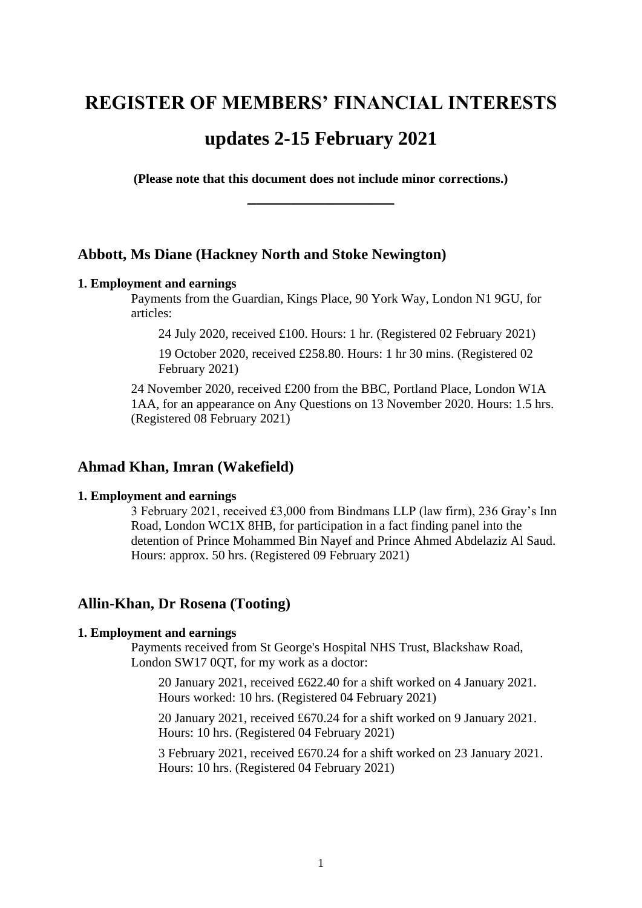# REGISTER OF MEMBERS' FINANCIAL INTERESTS

# updates 2-15 February 2021

**(Please note that this document does not include minor corrections.)**

---

## Abbott, Ms Diane (Hackney North and Stoke Newington)

**1. Employment and earnings**

Payments from the Guardian, Kings Place, 90 York Way, London N1 9GU, for articles:

24 July 2020, received £100. Hours: 1 hr. (Registered 02 February 2021)

19 October 2020, received £258.80. Hours: 1 hr 30 mins. (Registered 02 February 2021)

24 November 2020, received £200 from the BBC, Portland Place, London W1A 1AA, for an appearance on Any Questions on 13 November 2020. Hours: 1.5 hrs. (Registered 08 February 2021)

## Ahmad Khan, Imran (Wakefield)

**1. Employment and earnings**

3 February 2021, received £3,000 from Bindmans LLP (law firm), 236 Gray's Inn Road, London WC1X 8HB, for participation in a fact finding panel into the detention of Prince Mohammed Bin Nayef and Prince Ahmed Abdelaziz Al Saud. Hours: approx. 50 hrs. (Registered 09 February 2021)

## Allin-Khan, Dr Rosena (Tooting)

**1. Employment and earnings**

Payments received from St George's Hospital NHS Trust, Blackshaw Road, London SW17 0QT, for my work as a doctor:

20 January 2021, received £622.40 for a shift worked on 4 January 2021. Hours worked: 10 hrs. (Registered 04 February 2021)

20 January 2021, received £670.24 for a shift worked on 9 January 2021. Hours: 10 hrs. (Registered 04 February 2021)

3 February 2021, received £670.24 for a shift worked on 23 January 2021. Hours: 10 hrs. (Registered 04 February 2021)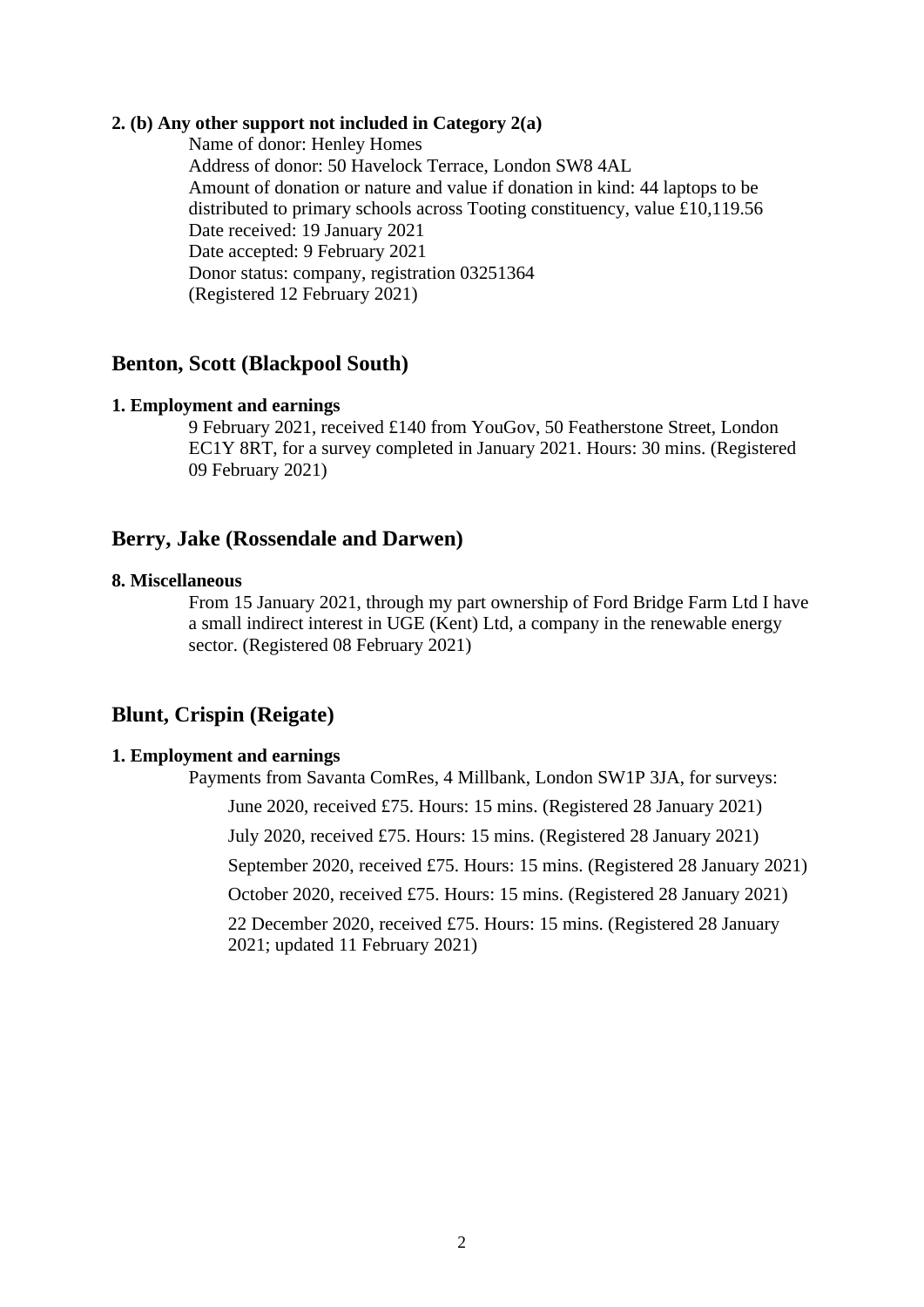**2. (b) Any other support not included in Category 2(a)**

Name of donor: Henley Homes
Address of donor: 50 Havelock Terrace, London SW8 4AL
Amount of donation or nature and value if donation in kind: 44 laptops to be distributed to primary schools across Tooting constituency, value £10,119.56
Date received: 19 January 2021
Date accepted: 9 February 2021
Donor status: company, registration 03251364
(Registered 12 February 2021)

## Benton, Scott (Blackpool South)

**1. Employment and earnings**

9 February 2021, received £140 from YouGov, 50 Featherstone Street, London EC1Y 8RT, for a survey completed in January 2021. Hours: 30 mins. (Registered 09 February 2021)

## Berry, Jake (Rossendale and Darwen)

**8. Miscellaneous**

From 15 January 2021, through my part ownership of Ford Bridge Farm Ltd I have a small indirect interest in UGE (Kent) Ltd, a company in the renewable energy sector. (Registered 08 February 2021)

## Blunt, Crispin (Reigate)

**1. Employment and earnings**

Payments from Savanta ComRes, 4 Millbank, London SW1P 3JA, for surveys:

June 2020, received £75. Hours: 15 mins. (Registered 28 January 2021)

July 2020, received £75. Hours: 15 mins. (Registered 28 January 2021)

September 2020, received £75. Hours: 15 mins. (Registered 28 January 2021)

October 2020, received £75. Hours: 15 mins. (Registered 28 January 2021)

22 December 2020, received £75. Hours: 15 mins. (Registered 28 January 2021; updated 11 February 2021)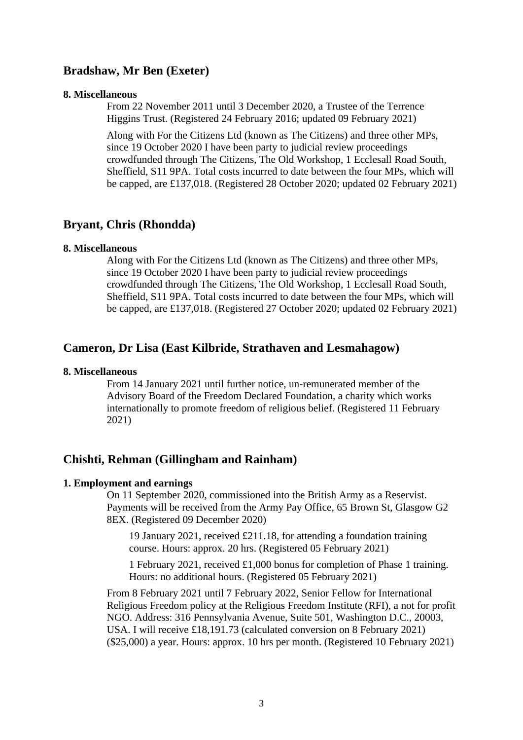## Bradshaw, Mr Ben (Exeter)

**8. Miscellaneous**

From 22 November 2011 until 3 December 2020, a Trustee of the Terrence Higgins Trust. (Registered 24 February 2016; updated 09 February 2021)

Along with For the Citizens Ltd (known as The Citizens) and three other MPs, since 19 October 2020 I have been party to judicial review proceedings crowdfunded through The Citizens, The Old Workshop, 1 Ecclesall Road South, Sheffield, S11 9PA. Total costs incurred to date between the four MPs, which will be capped, are £137,018. (Registered 28 October 2020; updated 02 February 2021)

## Bryant, Chris (Rhondda)

**8. Miscellaneous**

Along with For the Citizens Ltd (known as The Citizens) and three other MPs, since 19 October 2020 I have been party to judicial review proceedings crowdfunded through The Citizens, The Old Workshop, 1 Ecclesall Road South, Sheffield, S11 9PA. Total costs incurred to date between the four MPs, which will be capped, are £137,018. (Registered 27 October 2020; updated 02 February 2021)

## Cameron, Dr Lisa (East Kilbride, Strathaven and Lesmahagow)

**8. Miscellaneous**

From 14 January 2021 until further notice, un-remunerated member of the Advisory Board of the Freedom Declared Foundation, a charity which works internationally to promote freedom of religious belief. (Registered 11 February 2021)

## Chishti, Rehman (Gillingham and Rainham)

**1. Employment and earnings**

On 11 September 2020, commissioned into the British Army as a Reservist. Payments will be received from the Army Pay Office, 65 Brown St, Glasgow G2 8EX. (Registered 09 December 2020)

> 19 January 2021, received £211.18, for attending a foundation training course. Hours: approx. 20 hrs. (Registered 05 February 2021)
>
> 1 February 2021, received £1,000 bonus for completion of Phase 1 training. Hours: no additional hours. (Registered 05 February 2021)

From 8 February 2021 until 7 February 2022, Senior Fellow for International Religious Freedom policy at the Religious Freedom Institute (RFI), a not for profit NGO. Address: 316 Pennsylvania Avenue, Suite 501, Washington D.C., 20003, USA. I will receive £18,191.73 (calculated conversion on 8 February 2021) ($25,000) a year. Hours: approx. 10 hrs per month. (Registered 10 February 2021)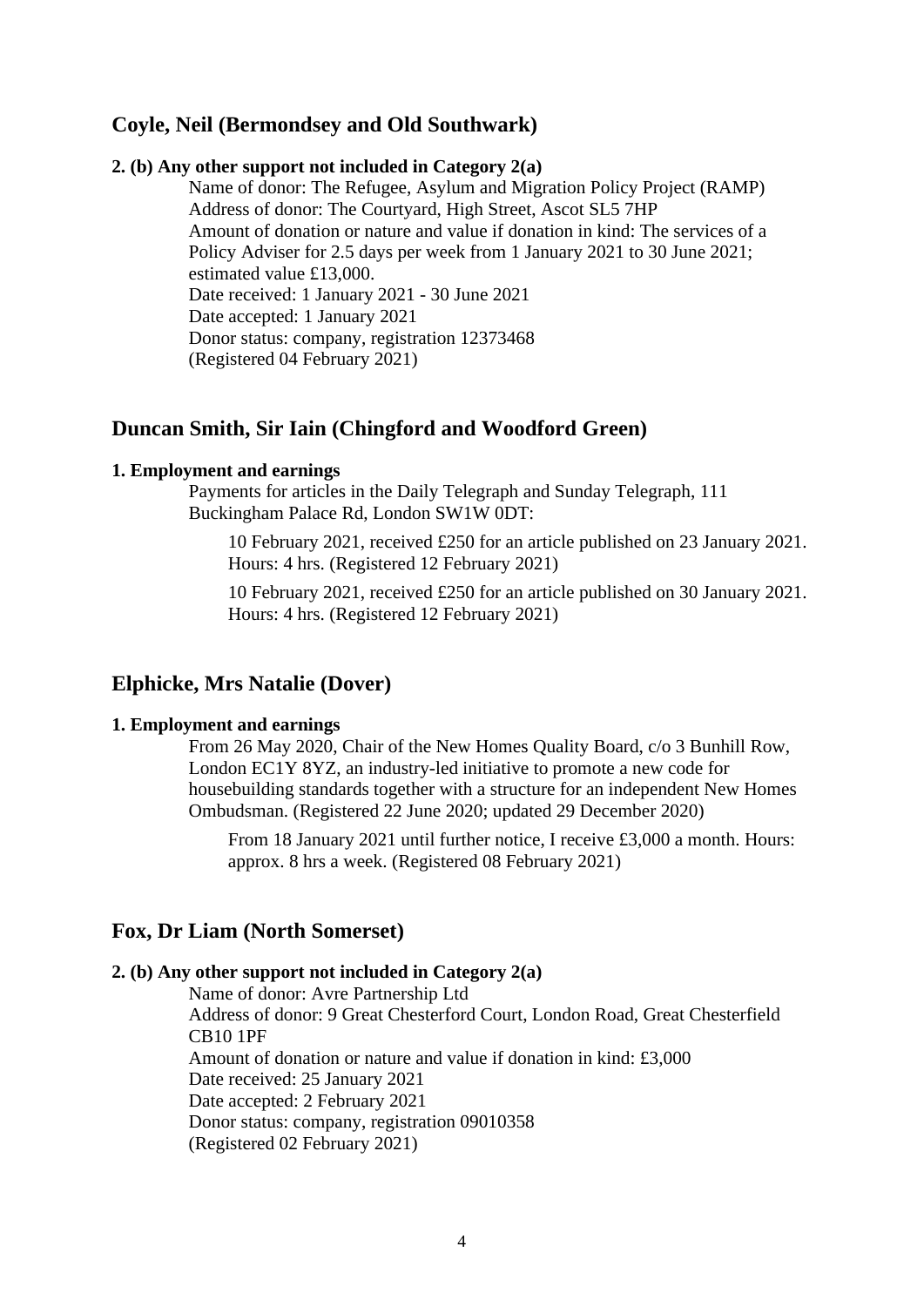## Coyle, Neil (Bermondsey and Old Southwark)

**2. (b) Any other support not included in Category 2(a)**

Name of donor: The Refugee, Asylum and Migration Policy Project (RAMP)
Address of donor: The Courtyard, High Street, Ascot SL5 7HP
Amount of donation or nature and value if donation in kind: The services of a Policy Adviser for 2.5 days per week from 1 January 2021 to 30 June 2021; estimated value £13,000.
Date received: 1 January 2021 - 30 June 2021
Date accepted: 1 January 2021
Donor status: company, registration 12373468
(Registered 04 February 2021)

## Duncan Smith, Sir Iain (Chingford and Woodford Green)

**1. Employment and earnings**

Payments for articles in the Daily Telegraph and Sunday Telegraph, 111 Buckingham Palace Rd, London SW1W 0DT:

10 February 2021, received £250 for an article published on 23 January 2021. Hours: 4 hrs. (Registered 12 February 2021)

10 February 2021, received £250 for an article published on 30 January 2021. Hours: 4 hrs. (Registered 12 February 2021)

## Elphicke, Mrs Natalie (Dover)

**1. Employment and earnings**

From 26 May 2020, Chair of the New Homes Quality Board, c/o 3 Bunhill Row, London EC1Y 8YZ, an industry-led initiative to promote a new code for housebuilding standards together with a structure for an independent New Homes Ombudsman. (Registered 22 June 2020; updated 29 December 2020)

From 18 January 2021 until further notice, I receive £3,000 a month. Hours: approx. 8 hrs a week. (Registered 08 February 2021)

## Fox, Dr Liam (North Somerset)

**2. (b) Any other support not included in Category 2(a)**

Name of donor: Avre Partnership Ltd
Address of donor: 9 Great Chesterford Court, London Road, Great Chesterfield CB10 1PF
Amount of donation or nature and value if donation in kind: £3,000
Date received: 25 January 2021
Date accepted: 2 February 2021
Donor status: company, registration 09010358
(Registered 02 February 2021)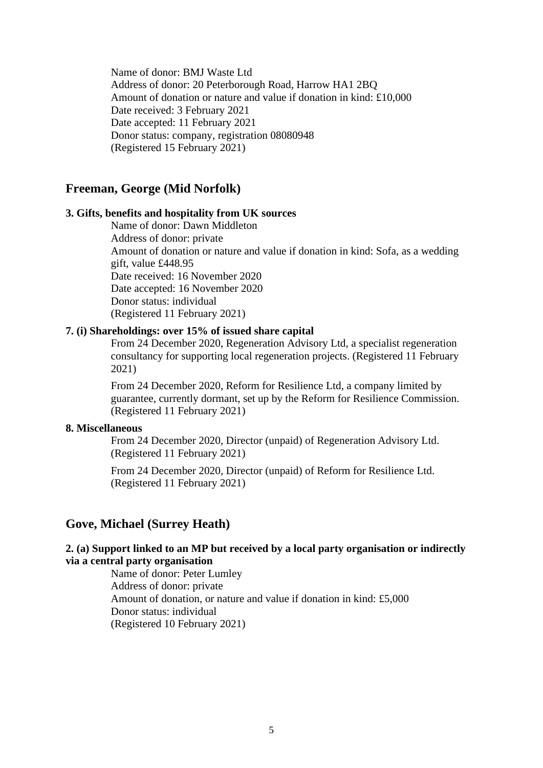Name of donor: BMJ Waste Ltd
Address of donor: 20 Peterborough Road, Harrow HA1 2BQ
Amount of donation or nature and value if donation in kind: £10,000
Date received: 3 February 2021
Date accepted: 11 February 2021
Donor status: company, registration 08080948
(Registered 15 February 2021)

## Freeman, George (Mid Norfolk)

**3. Gifts, benefits and hospitality from UK sources**

Name of donor: Dawn Middleton
Address of donor: private
Amount of donation or nature and value if donation in kind: Sofa, as a wedding gift, value £448.95
Date received: 16 November 2020
Date accepted: 16 November 2020
Donor status: individual
(Registered 11 February 2021)

**7. (i) Shareholdings: over 15% of issued share capital**

From 24 December 2020, Regeneration Advisory Ltd, a specialist regeneration consultancy for supporting local regeneration projects. (Registered 11 February 2021)

From 24 December 2020, Reform for Resilience Ltd, a company limited by guarantee, currently dormant, set up by the Reform for Resilience Commission. (Registered 11 February 2021)

**8. Miscellaneous**

From 24 December 2020, Director (unpaid) of Regeneration Advisory Ltd. (Registered 11 February 2021)

From 24 December 2020, Director (unpaid) of Reform for Resilience Ltd. (Registered 11 February 2021)

## Gove, Michael (Surrey Heath)

**2. (a) Support linked to an MP but received by a local party organisation or indirectly via a central party organisation**

Name of donor: Peter Lumley
Address of donor: private
Amount of donation, or nature and value if donation in kind: £5,000
Donor status: individual
(Registered 10 February 2021)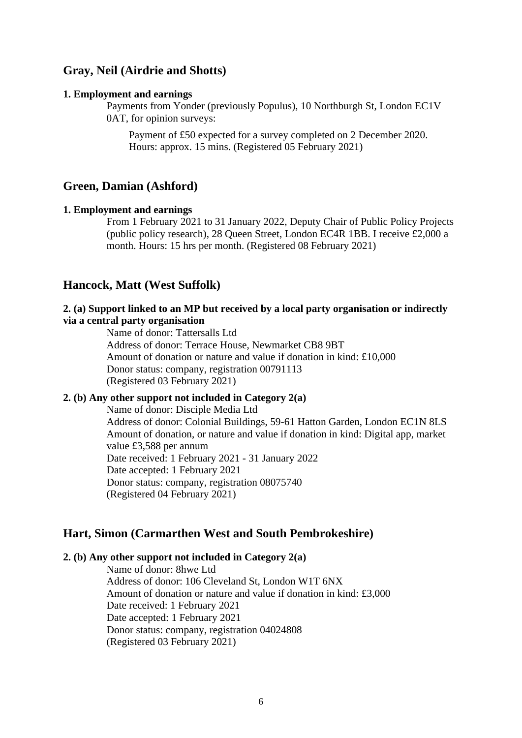## Gray, Neil (Airdrie and Shotts)

**1. Employment and earnings**

Payments from Yonder (previously Populus), 10 Northburgh St, London EC1V 0AT, for opinion surveys:

Payment of £50 expected for a survey completed on 2 December 2020. Hours: approx. 15 mins. (Registered 05 February 2021)

## Green, Damian (Ashford)

**1. Employment and earnings**

From 1 February 2021 to 31 January 2022, Deputy Chair of Public Policy Projects (public policy research), 28 Queen Street, London EC4R 1BB. I receive £2,000 a month. Hours: 15 hrs per month. (Registered 08 February 2021)

## Hancock, Matt (West Suffolk)

**2. (a) Support linked to an MP but received by a local party organisation or indirectly via a central party organisation**

Name of donor: Tattersalls Ltd
Address of donor: Terrace House, Newmarket CB8 9BT
Amount of donation or nature and value if donation in kind: £10,000
Donor status: company, registration 00791113
(Registered 03 February 2021)

**2. (b) Any other support not included in Category 2(a)**

Name of donor: Disciple Media Ltd
Address of donor: Colonial Buildings, 59-61 Hatton Garden, London EC1N 8LS
Amount of donation, or nature and value if donation in kind: Digital app, market value £3,588 per annum
Date received: 1 February 2021 - 31 January 2022
Date accepted: 1 February 2021
Donor status: company, registration 08075740
(Registered 04 February 2021)

## Hart, Simon (Carmarthen West and South Pembrokeshire)

**2. (b) Any other support not included in Category 2(a)**

Name of donor: 8hwe Ltd
Address of donor: 106 Cleveland St, London W1T 6NX
Amount of donation or nature and value if donation in kind: £3,000
Date received: 1 February 2021
Date accepted: 1 February 2021
Donor status: company, registration 04024808
(Registered 03 February 2021)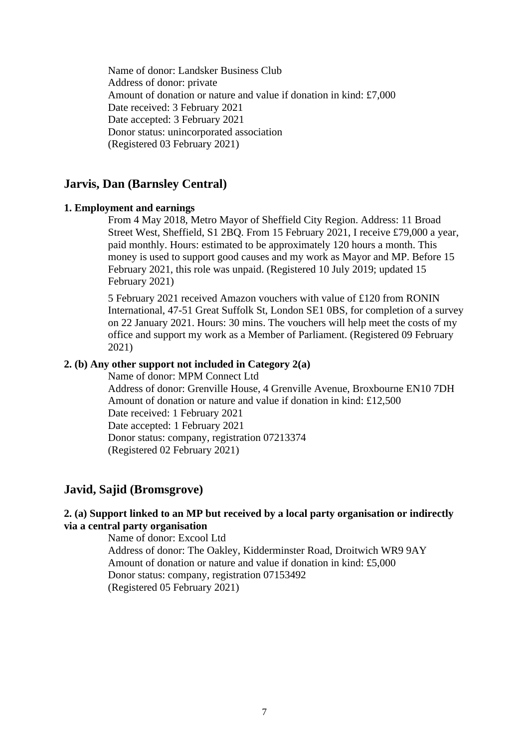Name of donor: Landsker Business Club
Address of donor: private
Amount of donation or nature and value if donation in kind: £7,000
Date received: 3 February 2021
Date accepted: 3 February 2021
Donor status: unincorporated association
(Registered 03 February 2021)

## Jarvis, Dan (Barnsley Central)

**1. Employment and earnings**

From 4 May 2018, Metro Mayor of Sheffield City Region. Address: 11 Broad Street West, Sheffield, S1 2BQ. From 15 February 2021, I receive £79,000 a year, paid monthly. Hours: estimated to be approximately 120 hours a month. This money is used to support good causes and my work as Mayor and MP. Before 15 February 2021, this role was unpaid. (Registered 10 July 2019; updated 15 February 2021)

5 February 2021 received Amazon vouchers with value of £120 from RONIN International, 47-51 Great Suffolk St, London SE1 0BS, for completion of a survey on 22 January 2021. Hours: 30 mins. The vouchers will help meet the costs of my office and support my work as a Member of Parliament. (Registered 09 February 2021)

**2. (b) Any other support not included in Category 2(a)**

Name of donor: MPM Connect Ltd
Address of donor: Grenville House, 4 Grenville Avenue, Broxbourne EN10 7DH
Amount of donation or nature and value if donation in kind: £12,500
Date received: 1 February 2021
Date accepted: 1 February 2021
Donor status: company, registration 07213374
(Registered 02 February 2021)

## Javid, Sajid (Bromsgrove)

**2. (a) Support linked to an MP but received by a local party organisation or indirectly via a central party organisation**

Name of donor: Excool Ltd
Address of donor: The Oakley, Kidderminster Road, Droitwich WR9 9AY
Amount of donation or nature and value if donation in kind: £5,000
Donor status: company, registration 07153492
(Registered 05 February 2021)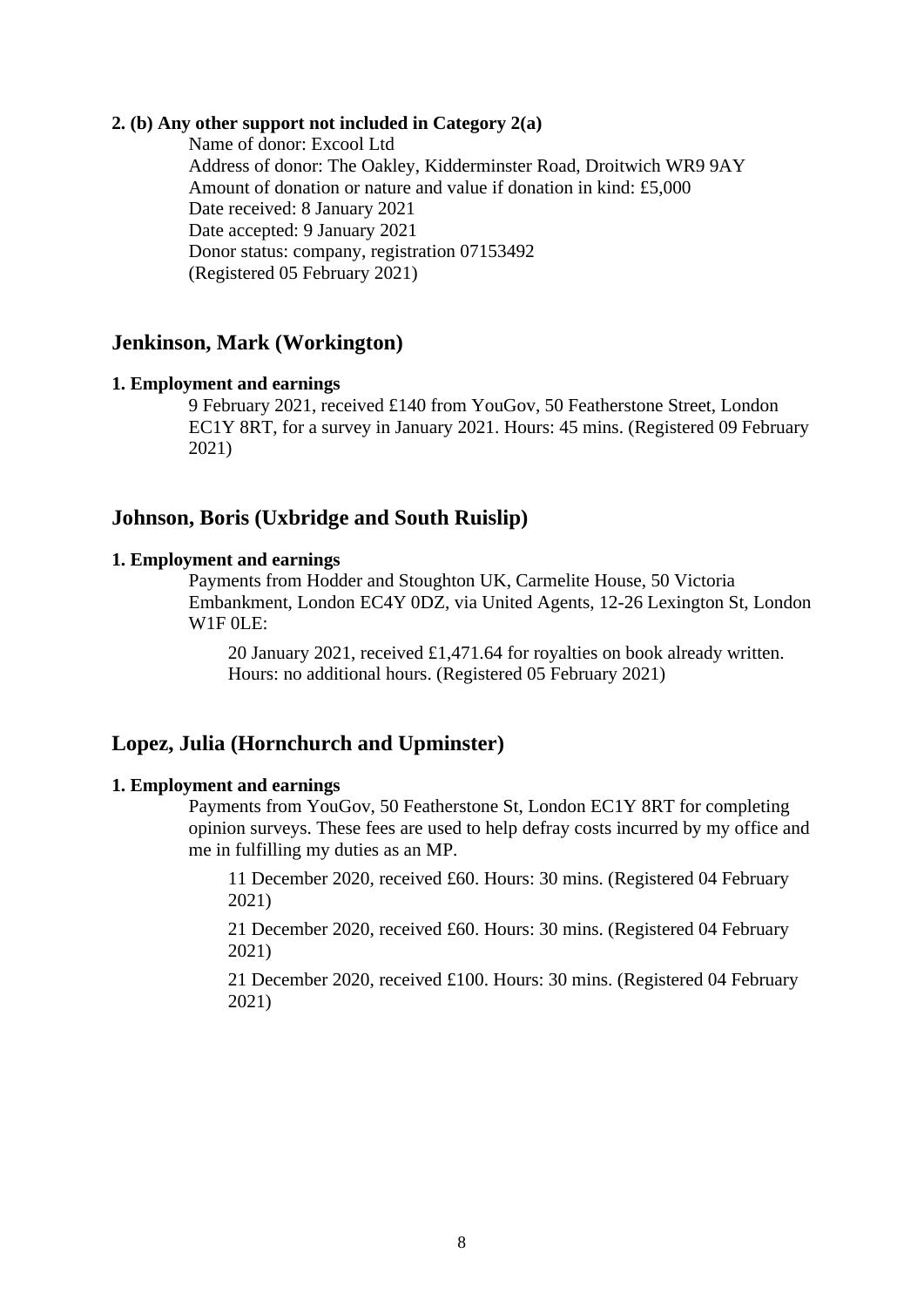**2. (b) Any other support not included in Category 2(a)**

Name of donor: Excool Ltd
Address of donor: The Oakley, Kidderminster Road, Droitwich WR9 9AY
Amount of donation or nature and value if donation in kind: £5,000
Date received: 8 January 2021
Date accepted: 9 January 2021
Donor status: company, registration 07153492
(Registered 05 February 2021)

## Jenkinson, Mark (Workington)

**1. Employment and earnings**

9 February 2021, received £140 from YouGov, 50 Featherstone Street, London EC1Y 8RT, for a survey in January 2021. Hours: 45 mins. (Registered 09 February 2021)

## Johnson, Boris (Uxbridge and South Ruislip)

**1. Employment and earnings**

Payments from Hodder and Stoughton UK, Carmelite House, 50 Victoria Embankment, London EC4Y 0DZ, via United Agents, 12-26 Lexington St, London W1F 0LE:

20 January 2021, received £1,471.64 for royalties on book already written. Hours: no additional hours. (Registered 05 February 2021)

## Lopez, Julia (Hornchurch and Upminster)

**1. Employment and earnings**

Payments from YouGov, 50 Featherstone St, London EC1Y 8RT for completing opinion surveys. These fees are used to help defray costs incurred by my office and me in fulfilling my duties as an MP.

11 December 2020, received £60. Hours: 30 mins. (Registered 04 February 2021)

21 December 2020, received £60. Hours: 30 mins. (Registered 04 February 2021)

21 December 2020, received £100. Hours: 30 mins. (Registered 04 February 2021)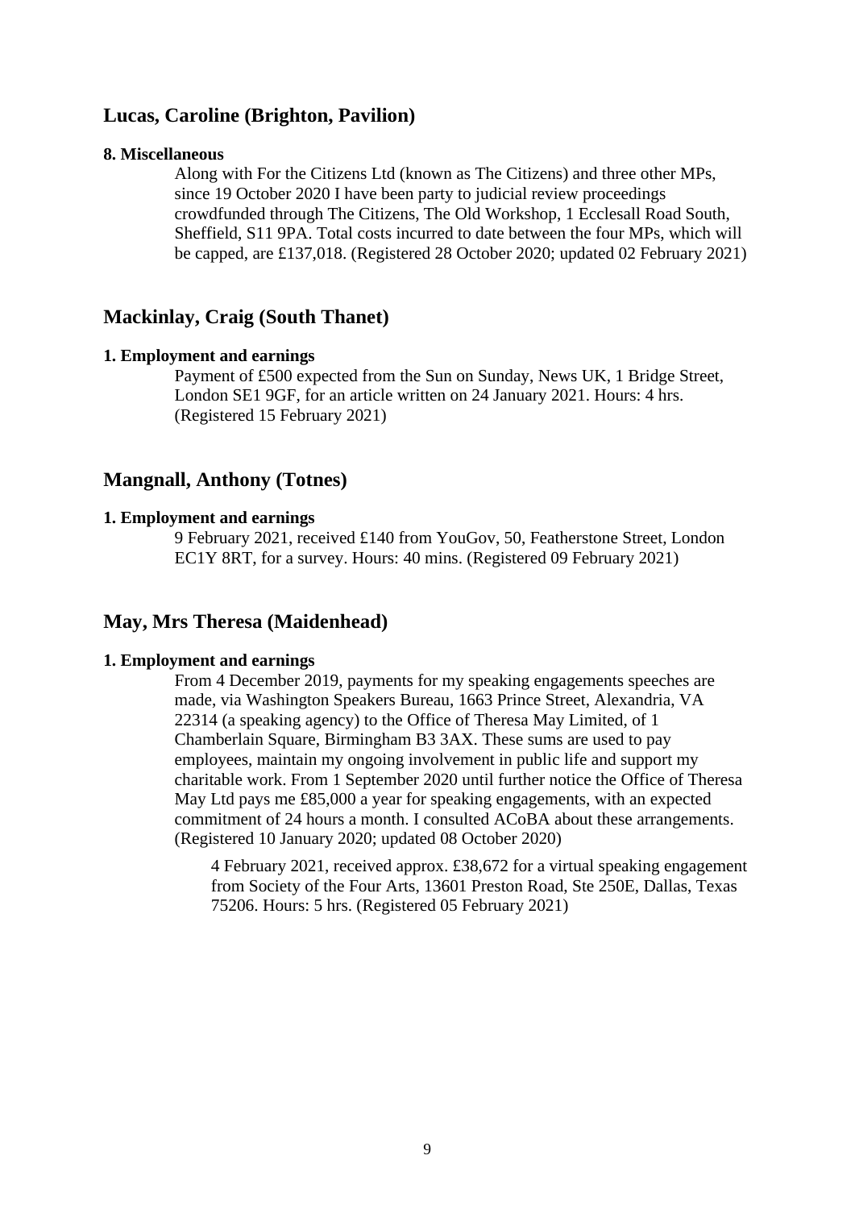## Lucas, Caroline (Brighton, Pavilion)

**8. Miscellaneous**

Along with For the Citizens Ltd (known as The Citizens) and three other MPs, since 19 October 2020 I have been party to judicial review proceedings crowdfunded through The Citizens, The Old Workshop, 1 Ecclesall Road South, Sheffield, S11 9PA. Total costs incurred to date between the four MPs, which will be capped, are £137,018. (Registered 28 October 2020; updated 02 February 2021)

## Mackinlay, Craig (South Thanet)

**1. Employment and earnings**

Payment of £500 expected from the Sun on Sunday, News UK, 1 Bridge Street, London SE1 9GF, for an article written on 24 January 2021. Hours: 4 hrs. (Registered 15 February 2021)

## Mangnall, Anthony (Totnes)

**1. Employment and earnings**

9 February 2021, received £140 from YouGov, 50, Featherstone Street, London EC1Y 8RT, for a survey. Hours: 40 mins. (Registered 09 February 2021)

## May, Mrs Theresa (Maidenhead)

**1. Employment and earnings**

From 4 December 2019, payments for my speaking engagements speeches are made, via Washington Speakers Bureau, 1663 Prince Street, Alexandria, VA 22314 (a speaking agency) to the Office of Theresa May Limited, of 1 Chamberlain Square, Birmingham B3 3AX. These sums are used to pay employees, maintain my ongoing involvement in public life and support my charitable work. From 1 September 2020 until further notice the Office of Theresa May Ltd pays me £85,000 a year for speaking engagements, with an expected commitment of 24 hours a month. I consulted ACoBA about these arrangements. (Registered 10 January 2020; updated 08 October 2020)

> 4 February 2021, received approx. £38,672 for a virtual speaking engagement from Society of the Four Arts, 13601 Preston Road, Ste 250E, Dallas, Texas 75206. Hours: 5 hrs. (Registered 05 February 2021)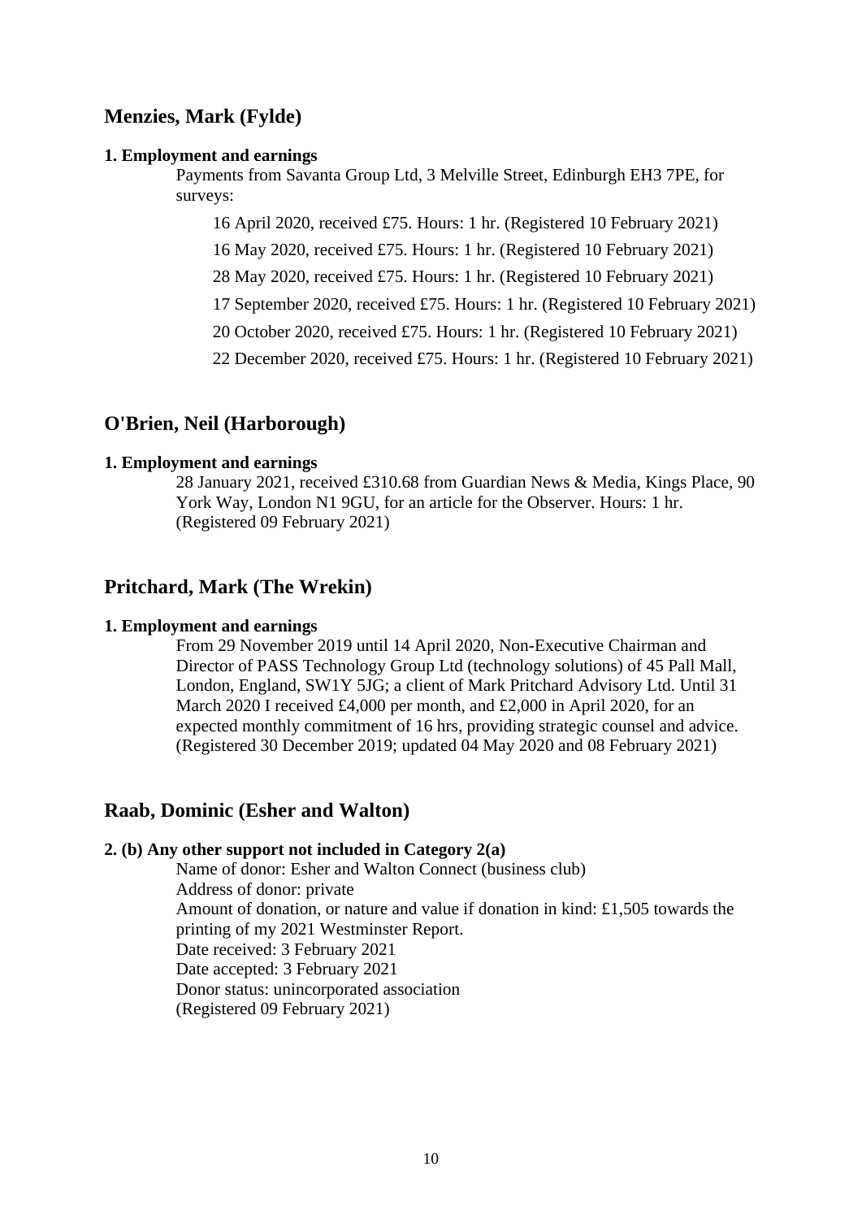## Menzies, Mark (Fylde)

**1. Employment and earnings**

Payments from Savanta Group Ltd, 3 Melville Street, Edinburgh EH3 7PE, for surveys:

16 April 2020, received £75. Hours: 1 hr. (Registered 10 February 2021)

16 May 2020, received £75. Hours: 1 hr. (Registered 10 February 2021)

28 May 2020, received £75. Hours: 1 hr. (Registered 10 February 2021)

17 September 2020, received £75. Hours: 1 hr. (Registered 10 February 2021)

20 October 2020, received £75. Hours: 1 hr. (Registered 10 February 2021)

22 December 2020, received £75. Hours: 1 hr. (Registered 10 February 2021)

## O'Brien, Neil (Harborough)

**1. Employment and earnings**

28 January 2021, received £310.68 from Guardian News & Media, Kings Place, 90 York Way, London N1 9GU, for an article for the Observer. Hours: 1 hr. (Registered 09 February 2021)

## Pritchard, Mark (The Wrekin)

**1. Employment and earnings**

From 29 November 2019 until 14 April 2020, Non-Executive Chairman and Director of PASS Technology Group Ltd (technology solutions) of 45 Pall Mall, London, England, SW1Y 5JG; a client of Mark Pritchard Advisory Ltd. Until 31 March 2020 I received £4,000 per month, and £2,000 in April 2020, for an expected monthly commitment of 16 hrs, providing strategic counsel and advice. (Registered 30 December 2019; updated 04 May 2020 and 08 February 2021)

## Raab, Dominic (Esher and Walton)

**2. (b) Any other support not included in Category 2(a)**

Name of donor: Esher and Walton Connect (business club)
Address of donor: private
Amount of donation, or nature and value if donation in kind: £1,505 towards the printing of my 2021 Westminster Report.
Date received: 3 February 2021
Date accepted: 3 February 2021
Donor status: unincorporated association
(Registered 09 February 2021)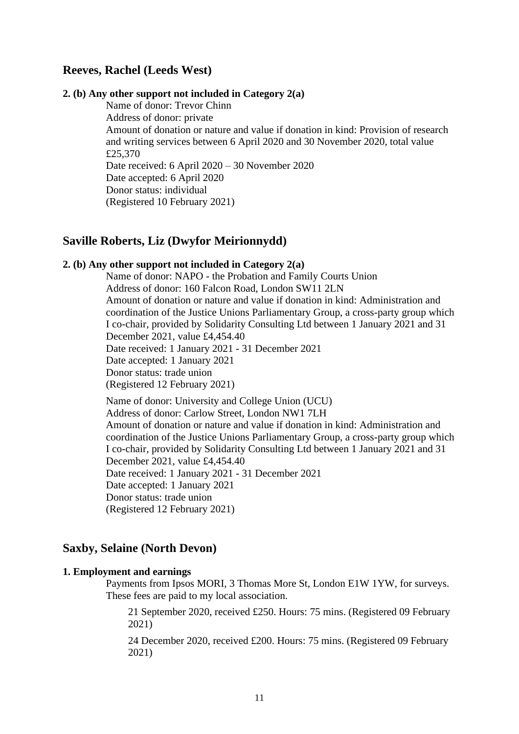## Reeves, Rachel (Leeds West)

**2. (b) Any other support not included in Category 2(a)**

Name of donor: Trevor Chinn
Address of donor: private
Amount of donation or nature and value if donation in kind: Provision of research and writing services between 6 April 2020 and 30 November 2020, total value £25,370
Date received: 6 April 2020 – 30 November 2020
Date accepted: 6 April 2020
Donor status: individual
(Registered 10 February 2021)

## Saville Roberts, Liz (Dwyfor Meirionnydd)

**2. (b) Any other support not included in Category 2(a)**

Name of donor: NAPO - the Probation and Family Courts Union
Address of donor: 160 Falcon Road, London SW11 2LN
Amount of donation or nature and value if donation in kind: Administration and coordination of the Justice Unions Parliamentary Group, a cross-party group which I co-chair, provided by Solidarity Consulting Ltd between 1 January 2021 and 31 December 2021, value £4,454.40
Date received: 1 January 2021 - 31 December 2021
Date accepted: 1 January 2021
Donor status: trade union
(Registered 12 February 2021)

Name of donor: University and College Union (UCU)
Address of donor: Carlow Street, London NW1 7LH
Amount of donation or nature and value if donation in kind: Administration and coordination of the Justice Unions Parliamentary Group, a cross-party group which I co-chair, provided by Solidarity Consulting Ltd between 1 January 2021 and 31 December 2021, value £4,454.40
Date received: 1 January 2021 - 31 December 2021
Date accepted: 1 January 2021
Donor status: trade union
(Registered 12 February 2021)

## Saxby, Selaine (North Devon)

**1. Employment and earnings**

Payments from Ipsos MORI, 3 Thomas More St, London E1W 1YW, for surveys. These fees are paid to my local association.

21 September 2020, received £250. Hours: 75 mins. (Registered 09 February 2021)

24 December 2020, received £200. Hours: 75 mins. (Registered 09 February 2021)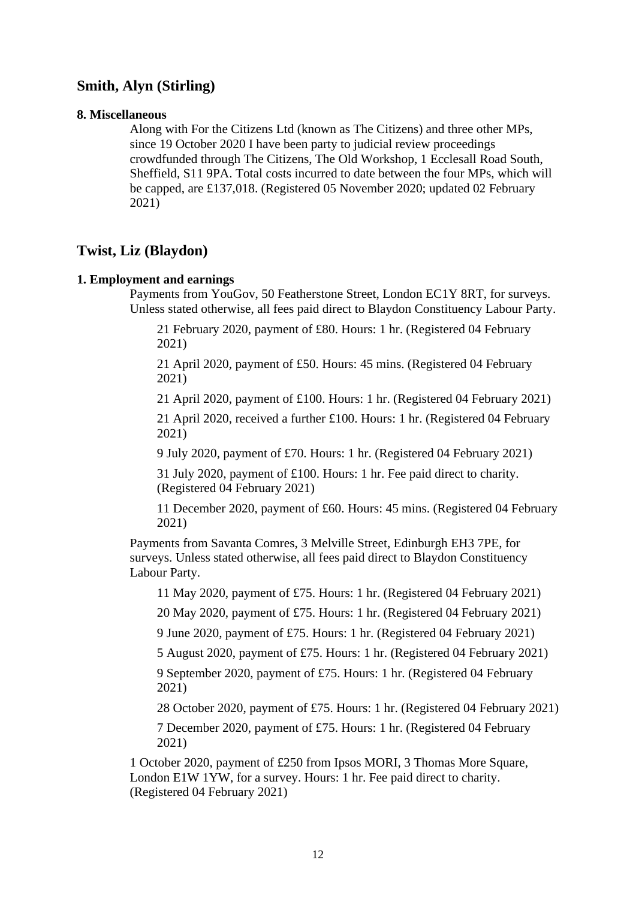## Smith, Alyn (Stirling)

**8. Miscellaneous**

Along with For the Citizens Ltd (known as The Citizens) and three other MPs, since 19 October 2020 I have been party to judicial review proceedings crowdfunded through The Citizens, The Old Workshop, 1 Ecclesall Road South, Sheffield, S11 9PA. Total costs incurred to date between the four MPs, which will be capped, are £137,018. (Registered 05 November 2020; updated 02 February 2021)

## Twist, Liz (Blaydon)

**1. Employment and earnings**

Payments from YouGov, 50 Featherstone Street, London EC1Y 8RT, for surveys. Unless stated otherwise, all fees paid direct to Blaydon Constituency Labour Party.

21 February 2020, payment of £80. Hours: 1 hr. (Registered 04 February 2021)

21 April 2020, payment of £50. Hours: 45 mins. (Registered 04 February 2021)

21 April 2020, payment of £100. Hours: 1 hr. (Registered 04 February 2021)

21 April 2020, received a further £100. Hours: 1 hr. (Registered 04 February 2021)

9 July 2020, payment of £70. Hours: 1 hr. (Registered 04 February 2021)

31 July 2020, payment of £100. Hours: 1 hr. Fee paid direct to charity. (Registered 04 February 2021)

11 December 2020, payment of £60. Hours: 45 mins. (Registered 04 February 2021)

Payments from Savanta Comres, 3 Melville Street, Edinburgh EH3 7PE, for surveys. Unless stated otherwise, all fees paid direct to Blaydon Constituency Labour Party.

11 May 2020, payment of £75. Hours: 1 hr. (Registered 04 February 2021)

20 May 2020, payment of £75. Hours: 1 hr. (Registered 04 February 2021)

9 June 2020, payment of £75. Hours: 1 hr. (Registered 04 February 2021)

5 August 2020, payment of £75. Hours: 1 hr. (Registered 04 February 2021)

9 September 2020, payment of £75. Hours: 1 hr. (Registered 04 February 2021)

28 October 2020, payment of £75. Hours: 1 hr. (Registered 04 February 2021)

7 December 2020, payment of £75. Hours: 1 hr. (Registered 04 February 2021)

1 October 2020, payment of £250 from Ipsos MORI, 3 Thomas More Square, London E1W 1YW, for a survey. Hours: 1 hr. Fee paid direct to charity. (Registered 04 February 2021)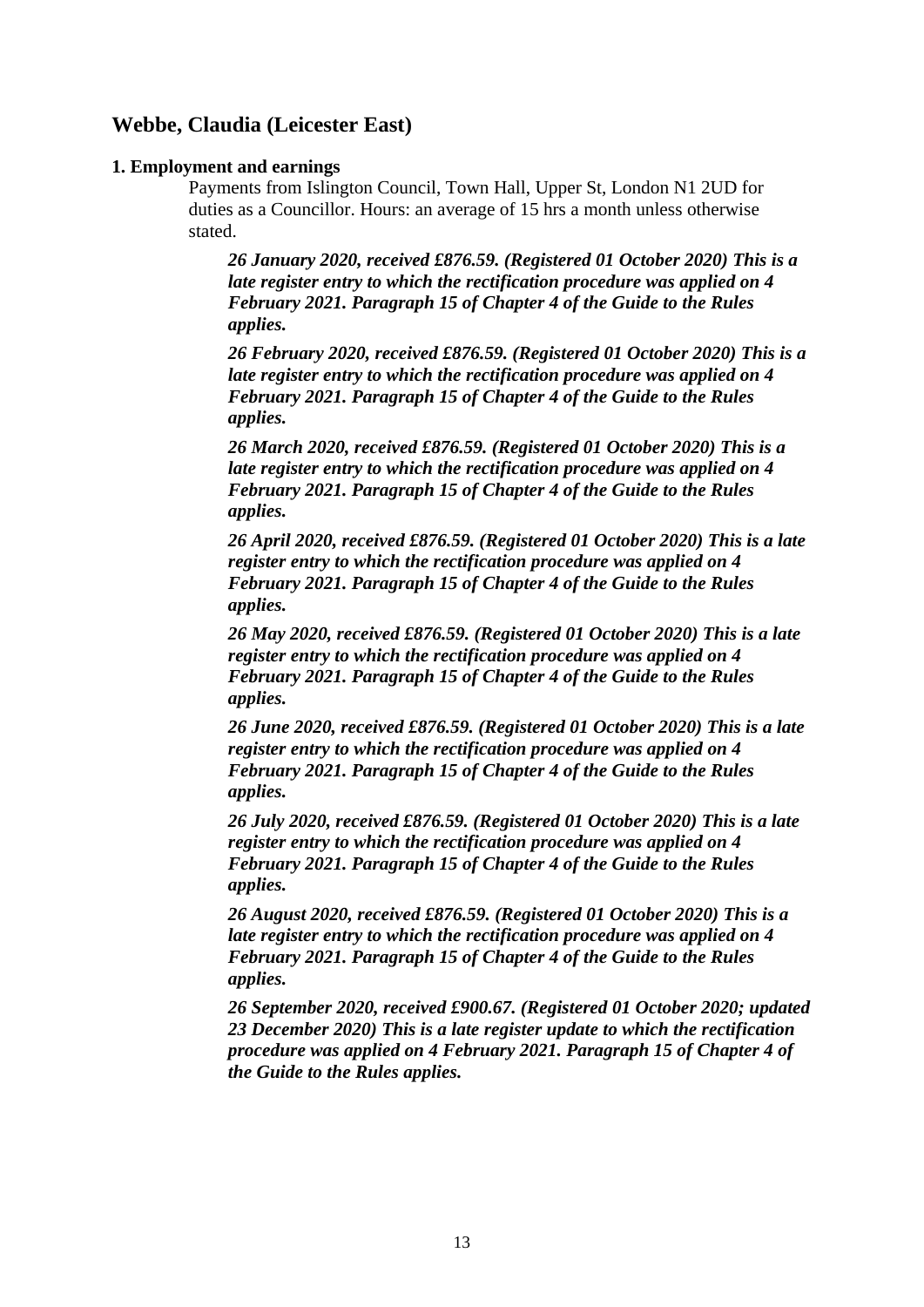## Webbe, Claudia (Leicester East)

**1. Employment and earnings**

Payments from Islington Council, Town Hall, Upper St, London N1 2UD for duties as a Councillor. Hours: an average of 15 hrs a month unless otherwise stated.

***26 January 2020, received £876.59. (Registered 01 October 2020) This is a late register entry to which the rectification procedure was applied on 4 February 2021. Paragraph 15 of Chapter 4 of the Guide to the Rules applies.***

***26 February 2020, received £876.59. (Registered 01 October 2020) This is a late register entry to which the rectification procedure was applied on 4 February 2021. Paragraph 15 of Chapter 4 of the Guide to the Rules applies.***

***26 March 2020, received £876.59. (Registered 01 October 2020) This is a late register entry to which the rectification procedure was applied on 4 February 2021. Paragraph 15 of Chapter 4 of the Guide to the Rules applies.***

***26 April 2020, received £876.59. (Registered 01 October 2020) This is a late register entry to which the rectification procedure was applied on 4 February 2021. Paragraph 15 of Chapter 4 of the Guide to the Rules applies.***

***26 May 2020, received £876.59. (Registered 01 October 2020) This is a late register entry to which the rectification procedure was applied on 4 February 2021. Paragraph 15 of Chapter 4 of the Guide to the Rules applies.***

***26 June 2020, received £876.59. (Registered 01 October 2020) This is a late register entry to which the rectification procedure was applied on 4 February 2021. Paragraph 15 of Chapter 4 of the Guide to the Rules applies.***

***26 July 2020, received £876.59. (Registered 01 October 2020) This is a late register entry to which the rectification procedure was applied on 4 February 2021. Paragraph 15 of Chapter 4 of the Guide to the Rules applies.***

***26 August 2020, received £876.59. (Registered 01 October 2020) This is a late register entry to which the rectification procedure was applied on 4 February 2021. Paragraph 15 of Chapter 4 of the Guide to the Rules applies.***

***26 September 2020, received £900.67. (Registered 01 October 2020; updated 23 December 2020) This is a late register update to which the rectification procedure was applied on 4 February 2021. Paragraph 15 of Chapter 4 of the Guide to the Rules applies.***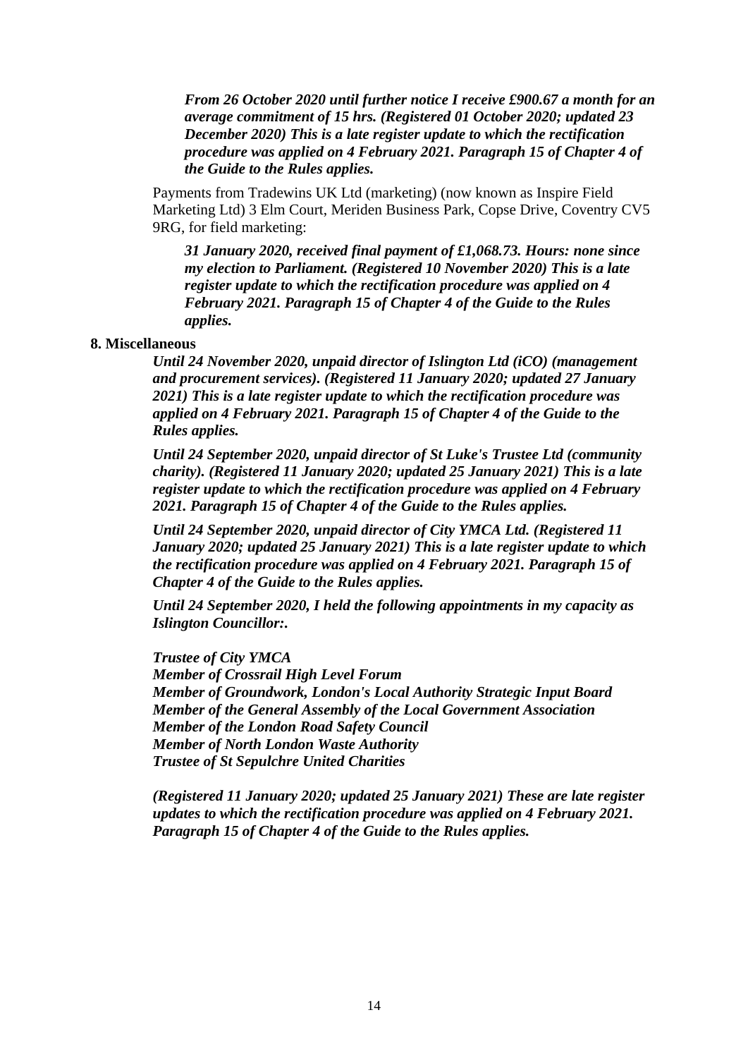***From 26 October 2020 until further notice I receive £900.67 a month for an average commitment of 15 hrs. (Registered 01 October 2020; updated 23 December 2020) This is a late register update to which the rectification procedure was applied on 4 February 2021. Paragraph 15 of Chapter 4 of the Guide to the Rules applies.***

Payments from Tradewins UK Ltd (marketing) (now known as Inspire Field Marketing Ltd) 3 Elm Court, Meriden Business Park, Copse Drive, Coventry CV5 9RG, for field marketing:

***31 January 2020, received final payment of £1,068.73. Hours: none since my election to Parliament. (Registered 10 November 2020) This is a late register update to which the rectification procedure was applied on 4 February 2021. Paragraph 15 of Chapter 4 of the Guide to the Rules applies.***

**8. Miscellaneous**

***Until 24 November 2020, unpaid director of Islington Ltd (iCO) (management and procurement services). (Registered 11 January 2020; updated 27 January 2021) This is a late register update to which the rectification procedure was applied on 4 February 2021. Paragraph 15 of Chapter 4 of the Guide to the Rules applies.***

***Until 24 September 2020, unpaid director of St Luke's Trustee Ltd (community charity). (Registered 11 January 2020; updated 25 January 2021) This is a late register update to which the rectification procedure was applied on 4 February 2021. Paragraph 15 of Chapter 4 of the Guide to the Rules applies.***

***Until 24 September 2020, unpaid director of City YMCA Ltd. (Registered 11 January 2020; updated 25 January 2021) This is a late register update to which the rectification procedure was applied on 4 February 2021. Paragraph 15 of Chapter 4 of the Guide to the Rules applies.***

***Until 24 September 2020, I held the following appointments in my capacity as Islington Councillor:.***

***Trustee of City YMCA***
***Member of Crossrail High Level Forum***
***Member of Groundwork, London's Local Authority Strategic Input Board***
***Member of the General Assembly of the Local Government Association***
***Member of the London Road Safety Council***
***Member of North London Waste Authority***
***Trustee of St Sepulchre United Charities***

***(Registered 11 January 2020; updated 25 January 2021) These are late register updates to which the rectification procedure was applied on 4 February 2021. Paragraph 15 of Chapter 4 of the Guide to the Rules applies.***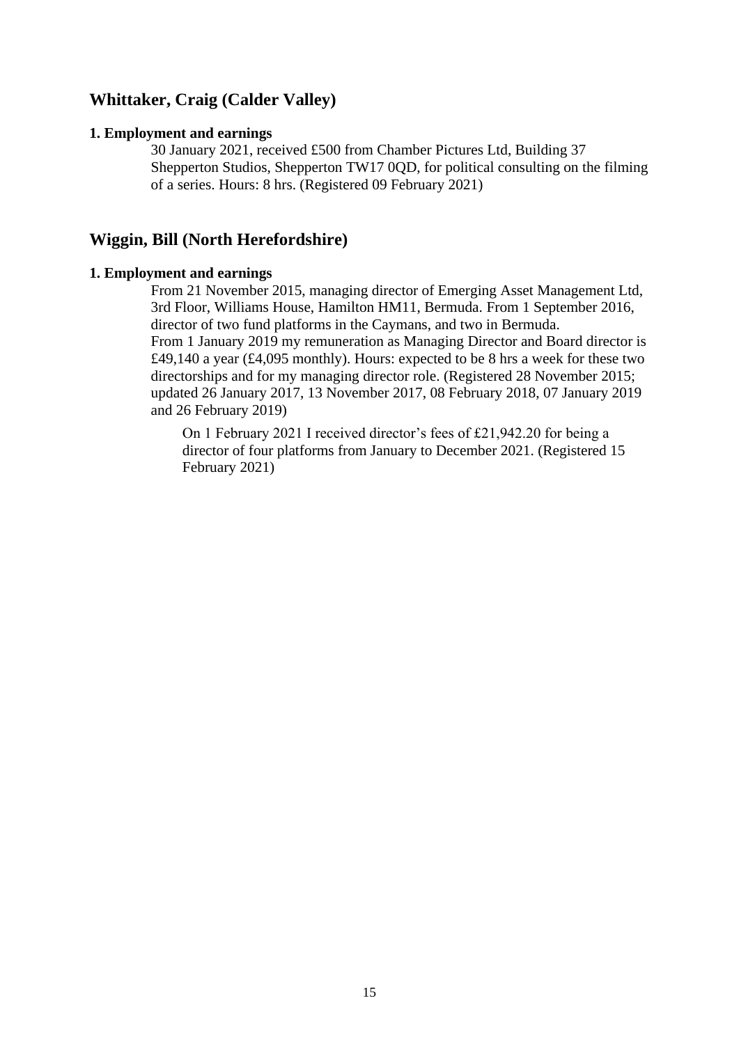## Whittaker, Craig (Calder Valley)

**1. Employment and earnings**

30 January 2021, received £500 from Chamber Pictures Ltd, Building 37 Shepperton Studios, Shepperton TW17 0QD, for political consulting on the filming of a series. Hours: 8 hrs. (Registered 09 February 2021)

## Wiggin, Bill (North Herefordshire)

**1. Employment and earnings**

From 21 November 2015, managing director of Emerging Asset Management Ltd, 3rd Floor, Williams House, Hamilton HM11, Bermuda. From 1 September 2016, director of two fund platforms in the Caymans, and two in Bermuda.
From 1 January 2019 my remuneration as Managing Director and Board director is £49,140 a year (£4,095 monthly). Hours: expected to be 8 hrs a week for these two directorships and for my managing director role. (Registered 28 November 2015; updated 26 January 2017, 13 November 2017, 08 February 2018, 07 January 2019 and 26 February 2019)

On 1 February 2021 I received director's fees of £21,942.20 for being a director of four platforms from January to December 2021. (Registered 15 February 2021)